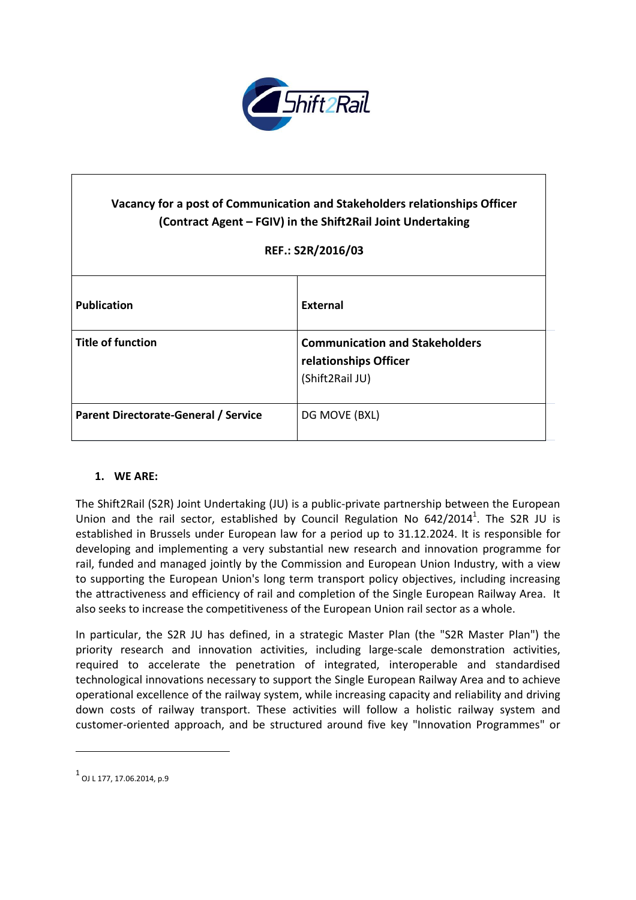| Vacancy for a post of Communication and Stakeholders relationships Officer (Contract Agent – FGIV) in the Shift2Rail Joint Undertaking<br><br>REF.: S2R/2016/03 | |
|---|---|
| **Publication** | **External** |
| **Title of function** | **Communication and Stakeholders relationships Officer** (Shift2Rail JU) |
| **Parent Directorate-General / Service** | DG MOVE (BXL) |

## 1. WE ARE:

The Shift2Rail (S2R) Joint Undertaking (JU) is a public-private partnership between the European Union and the rail sector, established by Council Regulation No 642/2014[1]. The S2R JU is established in Brussels under European law for a period up to 31.12.2024. It is responsible for developing and implementing a very substantial new research and innovation programme for rail, funded and managed jointly by the Commission and European Union Industry, with a view to supporting the European Union's long term transport policy objectives, including increasing the attractiveness and efficiency of rail and completion of the Single European Railway Area. It also seeks to increase the competitiveness of the European Union rail sector as a whole.

In particular, the S2R JU has defined, in a strategic Master Plan (the "S2R Master Plan") the priority research and innovation activities, including large-scale demonstration activities, required to accelerate the penetration of integrated, interoperable and standardised technological innovations necessary to support the Single European Railway Area and to achieve operational excellence of the railway system, while increasing capacity and reliability and driving down costs of railway transport. These activities will follow a holistic railway system and customer-oriented approach, and be structured around five key "Innovation Programmes" or

[1] OJ L 177, 17.06.2014, p.9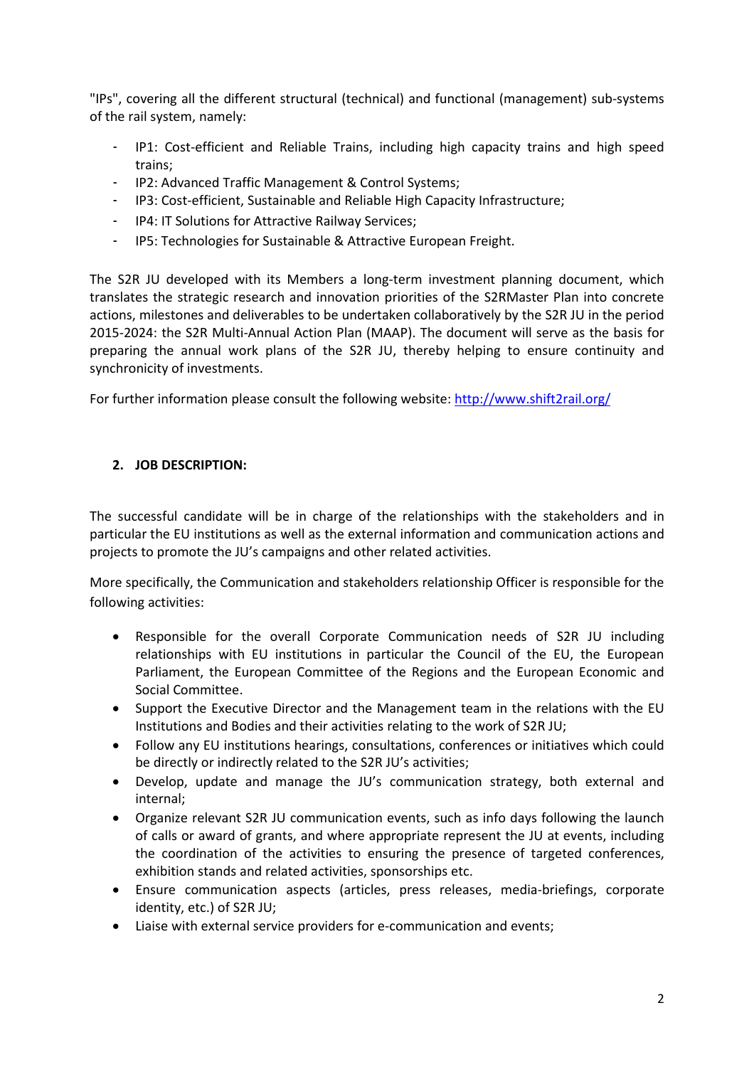"IPs", covering all the different structural (technical) and functional (management) sub-systems of the rail system, namely:

- IP1: Cost-efficient and Reliable Trains, including high capacity trains and high speed trains;
- IP2: Advanced Traffic Management & Control Systems;
- IP3: Cost-efficient, Sustainable and Reliable High Capacity Infrastructure;
- IP4: IT Solutions for Attractive Railway Services;
- IP5: Technologies for Sustainable & Attractive European Freight.

The S2R JU developed with its Members a long-term investment planning document, which translates the strategic research and innovation priorities of the S2RMaster Plan into concrete actions, milestones and deliverables to be undertaken collaboratively by the S2R JU in the period 2015-2024: the S2R Multi-Annual Action Plan (MAAP). The document will serve as the basis for preparing the annual work plans of the S2R JU, thereby helping to ensure continuity and synchronicity of investments.

For further information please consult the following website: [http://www.shift2rail.org/](http://www.shift2rail.org/)

## 2. JOB DESCRIPTION:

The successful candidate will be in charge of the relationships with the stakeholders and in particular the EU institutions as well as the external information and communication actions and projects to promote the JU's campaigns and other related activities.

More specifically, the Communication and stakeholders relationship Officer is responsible for the following activities:

- Responsible for the overall Corporate Communication needs of S2R JU including relationships with EU institutions in particular the Council of the EU, the European Parliament, the European Committee of the Regions and the European Economic and Social Committee.
- Support the Executive Director and the Management team in the relations with the EU Institutions and Bodies and their activities relating to the work of S2R JU;
- Follow any EU institutions hearings, consultations, conferences or initiatives which could be directly or indirectly related to the S2R JU's activities;
- Develop, update and manage the JU's communication strategy, both external and internal;
- Organize relevant S2R JU communication events, such as info days following the launch of calls or award of grants, and where appropriate represent the JU at events, including the coordination of the activities to ensuring the presence of targeted conferences, exhibition stands and related activities, sponsorships etc.
- Ensure communication aspects (articles, press releases, media-briefings, corporate identity, etc.) of S2R JU;
- Liaise with external service providers for e-communication and events;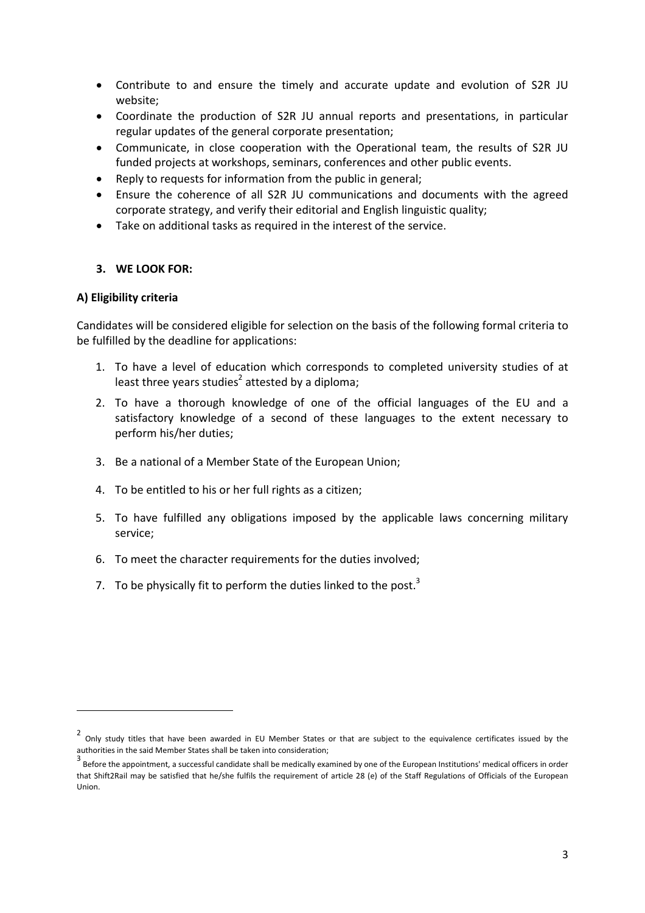- Contribute to and ensure the timely and accurate update and evolution of S2R JU website;
- Coordinate the production of S2R JU annual reports and presentations, in particular regular updates of the general corporate presentation;
- Communicate, in close cooperation with the Operational team, the results of S2R JU funded projects at workshops, seminars, conferences and other public events.
- Reply to requests for information from the public in general;
- Ensure the coherence of all S2R JU communications and documents with the agreed corporate strategy, and verify their editorial and English linguistic quality;
- Take on additional tasks as required in the interest of the service.

## 3. WE LOOK FOR:

### A) Eligibility criteria

Candidates will be considered eligible for selection on the basis of the following formal criteria to be fulfilled by the deadline for applications:

1. To have a level of education which corresponds to completed university studies of at least three years studies[2] attested by a diploma;
2. To have a thorough knowledge of one of the official languages of the EU and a satisfactory knowledge of a second of these languages to the extent necessary to perform his/her duties;
3. Be a national of a Member State of the European Union;
4. To be entitled to his or her full rights as a citizen;
5. To have fulfilled any obligations imposed by the applicable laws concerning military service;
6. To meet the character requirements for the duties involved;
7. To be physically fit to perform the duties linked to the post.[3]

---

[2] Only study titles that have been awarded in EU Member States or that are subject to the equivalence certificates issued by the authorities in the said Member States shall be taken into consideration;

[3] Before the appointment, a successful candidate shall be medically examined by one of the European Institutions' medical officers in order that Shift2Rail may be satisfied that he/she fulfils the requirement of article 28 (e) of the Staff Regulations of Officials of the European Union.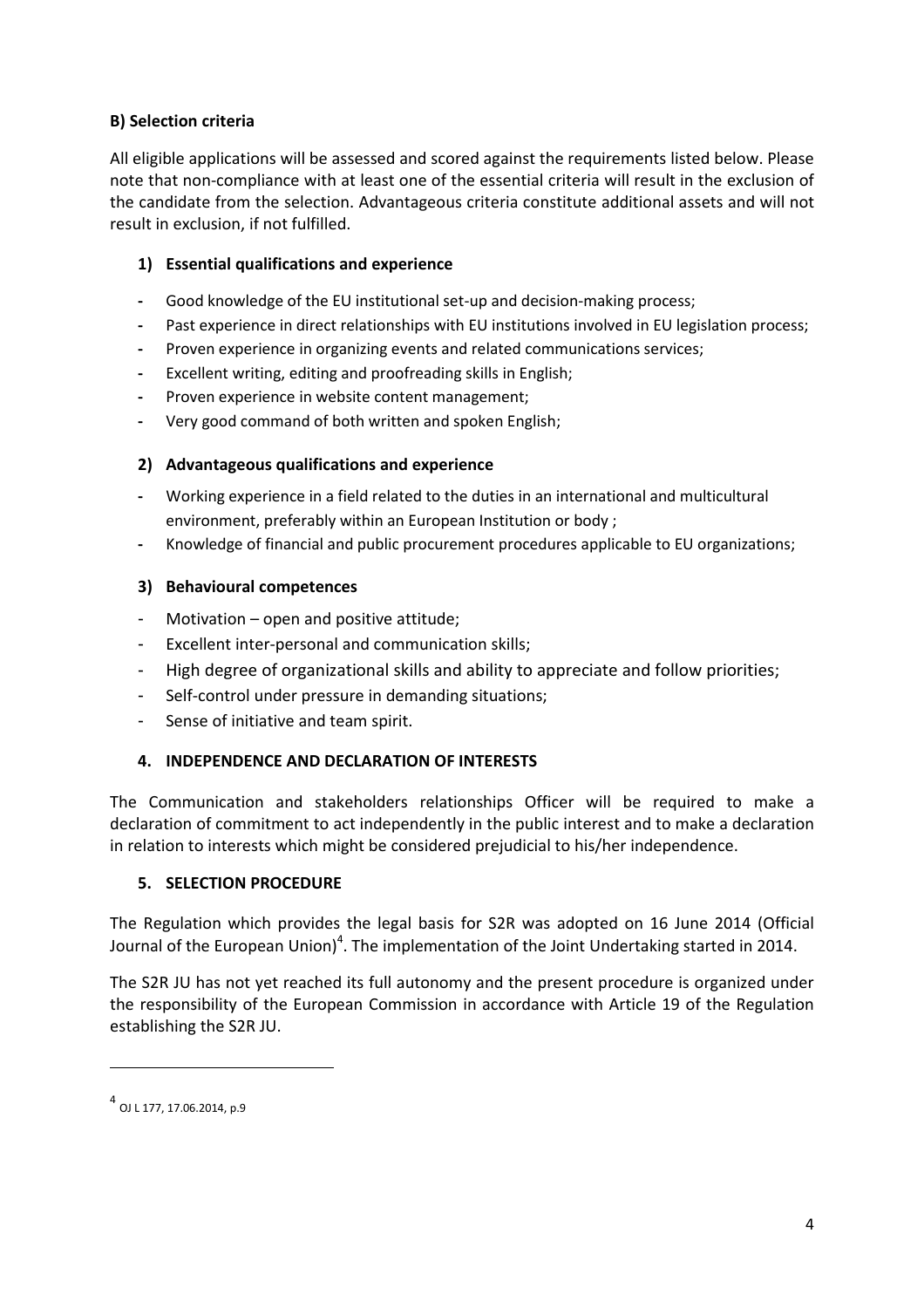**B) Selection criteria**

All eligible applications will be assessed and scored against the requirements listed below. Please note that non-compliance with at least one of the essential criteria will result in the exclusion of the candidate from the selection. Advantageous criteria constitute additional assets and will not result in exclusion, if not fulfilled.

**1) Essential qualifications and experience**

- Good knowledge of the EU institutional set-up and decision-making process;
- Past experience in direct relationships with EU institutions involved in EU legislation process;
- Proven experience in organizing events and related communications services;
- Excellent writing, editing and proofreading skills in English;
- Proven experience in website content management;
- Very good command of both written and spoken English;

**2) Advantageous qualifications and experience**

- Working experience in a field related to the duties in an international and multicultural environment, preferably within an European Institution or body ;
- Knowledge of financial and public procurement procedures applicable to EU organizations;

**3) Behavioural competences**

- Motivation – open and positive attitude;
- Excellent inter-personal and communication skills;
- High degree of organizational skills and ability to appreciate and follow priorities;
- Self-control under pressure in demanding situations;
- Sense of initiative and team spirit.

**4. INDEPENDENCE AND DECLARATION OF INTERESTS**

The Communication and stakeholders relationships Officer will be required to make a declaration of commitment to act independently in the public interest and to make a declaration in relation to interests which might be considered prejudicial to his/her independence.

**5. SELECTION PROCEDURE**

The Regulation which provides the legal basis for S2R was adopted on 16 June 2014 (Official Journal of the European Union)[4]. The implementation of the Joint Undertaking started in 2014.

The S2R JU has not yet reached its full autonomy and the present procedure is organized under the responsibility of the European Commission in accordance with Article 19 of the Regulation establishing the S2R JU.

[4] OJ L 177, 17.06.2014, p.9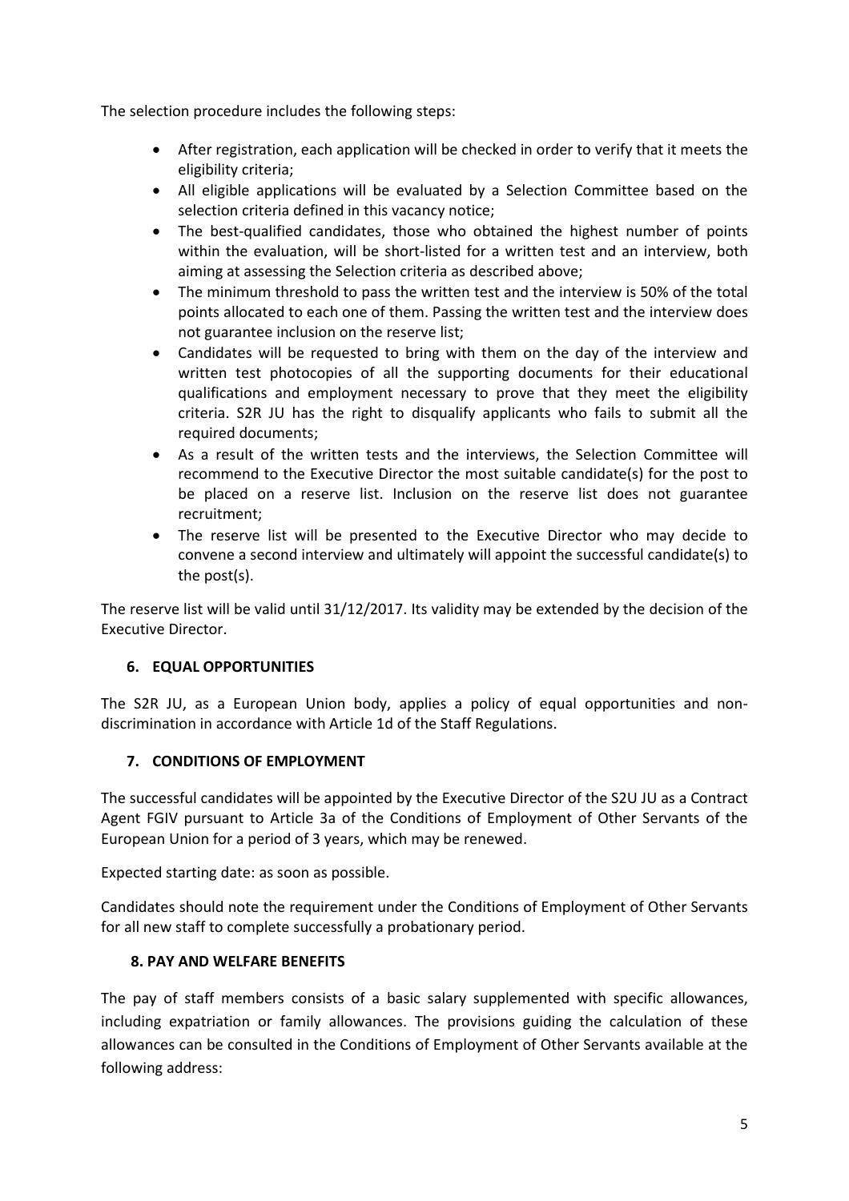The selection procedure includes the following steps:

- After registration, each application will be checked in order to verify that it meets the eligibility criteria;
- All eligible applications will be evaluated by a Selection Committee based on the selection criteria defined in this vacancy notice;
- The best-qualified candidates, those who obtained the highest number of points within the evaluation, will be short-listed for a written test and an interview, both aiming at assessing the Selection criteria as described above;
- The minimum threshold to pass the written test and the interview is 50% of the total points allocated to each one of them. Passing the written test and the interview does not guarantee inclusion on the reserve list;
- Candidates will be requested to bring with them on the day of the interview and written test photocopies of all the supporting documents for their educational qualifications and employment necessary to prove that they meet the eligibility criteria. S2R JU has the right to disqualify applicants who fails to submit all the required documents;
- As a result of the written tests and the interviews, the Selection Committee will recommend to the Executive Director the most suitable candidate(s) for the post to be placed on a reserve list. Inclusion on the reserve list does not guarantee recruitment;
- The reserve list will be presented to the Executive Director who may decide to convene a second interview and ultimately will appoint the successful candidate(s) to the post(s).

The reserve list will be valid until 31/12/2017. Its validity may be extended by the decision of the Executive Director.

## 6. EQUAL OPPORTUNITIES

The S2R JU, as a European Union body, applies a policy of equal opportunities and non-discrimination in accordance with Article 1d of the Staff Regulations.

## 7. CONDITIONS OF EMPLOYMENT

The successful candidates will be appointed by the Executive Director of the S2U JU as a Contract Agent FGIV pursuant to Article 3a of the Conditions of Employment of Other Servants of the European Union for a period of 3 years, which may be renewed.

Expected starting date: as soon as possible.

Candidates should note the requirement under the Conditions of Employment of Other Servants for all new staff to complete successfully a probationary period.

## 8. PAY AND WELFARE BENEFITS

The pay of staff members consists of a basic salary supplemented with specific allowances, including expatriation or family allowances. The provisions guiding the calculation of these allowances can be consulted in the Conditions of Employment of Other Servants available at the following address: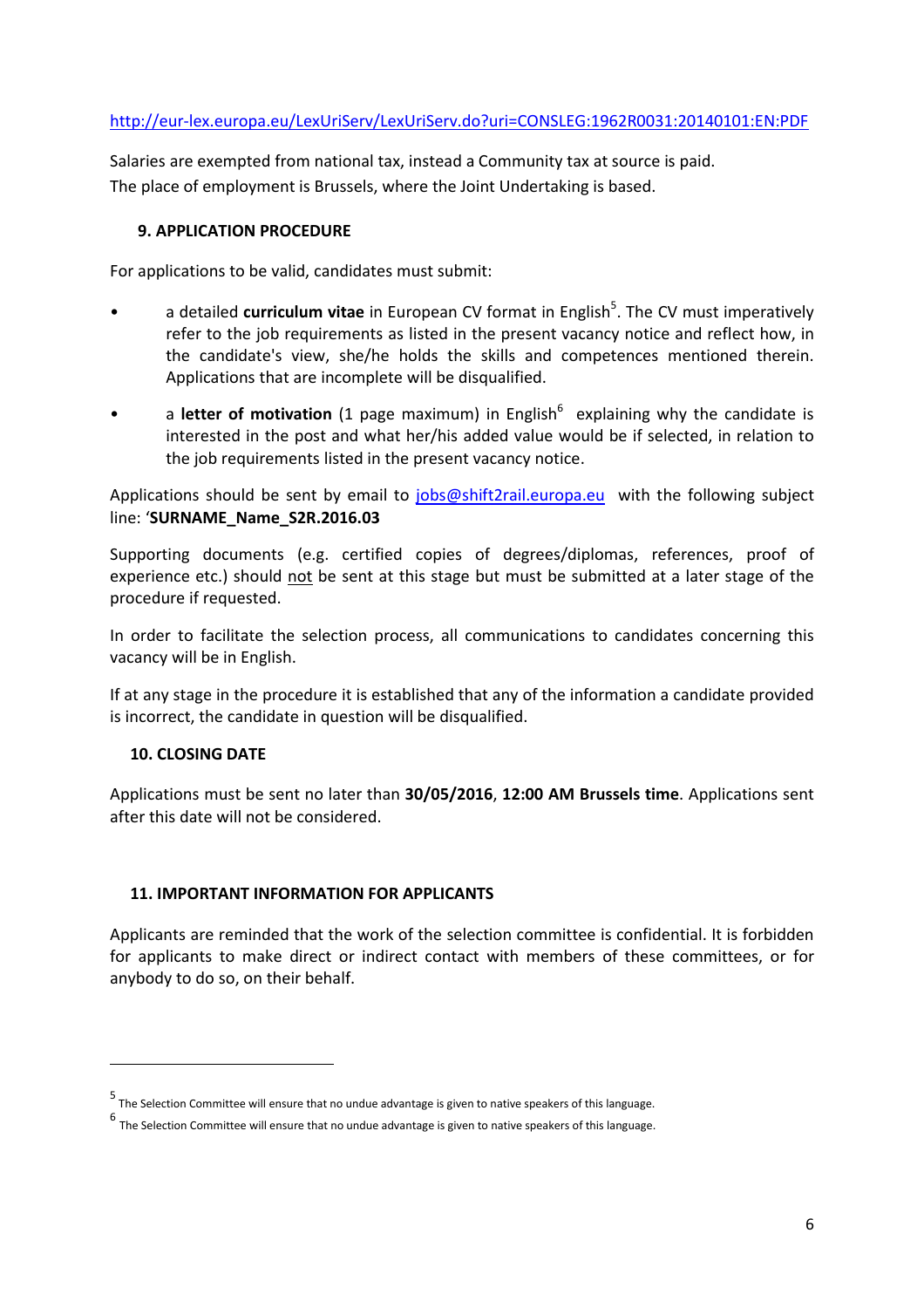http://eur-lex.europa.eu/LexUriServ/LexUriServ.do?uri=CONSLEG:1962R0031:20140101:EN:PDF

Salaries are exempted from national tax, instead a Community tax at source is paid.
The place of employment is Brussels, where the Joint Undertaking is based.

## 9. APPLICATION PROCEDURE

For applications to be valid, candidates must submit:

- a detailed **curriculum vitae** in European CV format in English[5]. The CV must imperatively refer to the job requirements as listed in the present vacancy notice and reflect how, in the candidate's view, she/he holds the skills and competences mentioned therein. Applications that are incomplete will be disqualified.
- a **letter of motivation** (1 page maximum) in English[6] explaining why the candidate is interested in the post and what her/his added value would be if selected, in relation to the job requirements listed in the present vacancy notice.

Applications should be sent by email to jobs@shift2rail.europa.eu with the following subject line: '**SURNAME_Name_S2R.2016.03**

Supporting documents (e.g. certified copies of degrees/diplomas, references, proof of experience etc.) should not be sent at this stage but must be submitted at a later stage of the procedure if requested.

In order to facilitate the selection process, all communications to candidates concerning this vacancy will be in English.

If at any stage in the procedure it is established that any of the information a candidate provided is incorrect, the candidate in question will be disqualified.

## 10. CLOSING DATE

Applications must be sent no later than **30/05/2016**, **12:00 AM Brussels time**. Applications sent after this date will not be considered.

## 11. IMPORTANT INFORMATION FOR APPLICANTS

Applicants are reminded that the work of the selection committee is confidential. It is forbidden for applicants to make direct or indirect contact with members of these committees, or for anybody to do so, on their behalf.

---

[5] The Selection Committee will ensure that no undue advantage is given to native speakers of this language.

[6] The Selection Committee will ensure that no undue advantage is given to native speakers of this language.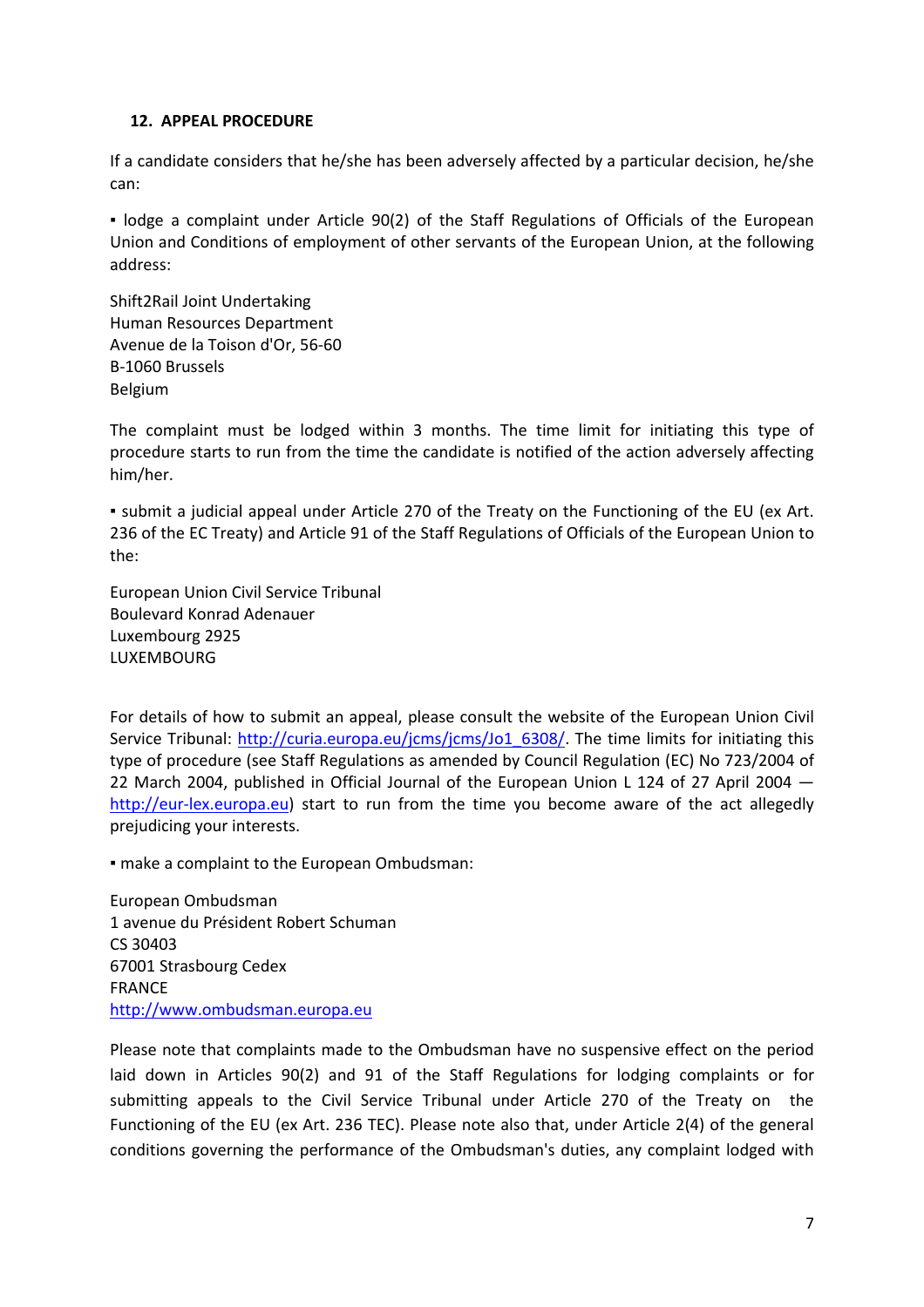## 12. APPEAL PROCEDURE

If a candidate considers that he/she has been adversely affected by a particular decision, he/she can:

▪ lodge a complaint under Article 90(2) of the Staff Regulations of Officials of the European Union and Conditions of employment of other servants of the European Union, at the following address:

Shift2Rail Joint Undertaking
Human Resources Department
Avenue de la Toison d'Or, 56-60
B-1060 Brussels
Belgium

The complaint must be lodged within 3 months. The time limit for initiating this type of procedure starts to run from the time the candidate is notified of the action adversely affecting him/her.

▪ submit a judicial appeal under Article 270 of the Treaty on the Functioning of the EU (ex Art. 236 of the EC Treaty) and Article 91 of the Staff Regulations of Officials of the European Union to the:

European Union Civil Service Tribunal
Boulevard Konrad Adenauer
Luxembourg 2925
LUXEMBOURG

For details of how to submit an appeal, please consult the website of the European Union Civil Service Tribunal: [http://curia.europa.eu/jcms/jcms/Jo1_6308/](http://curia.europa.eu/jcms/jcms/Jo1_6308/). The time limits for initiating this type of procedure (see Staff Regulations as amended by Council Regulation (EC) No 723/2004 of 22 March 2004, published in Official Journal of the European Union L 124 of 27 April 2004 — [http://eur-lex.europa.eu](http://eur-lex.europa.eu)) start to run from the time you become aware of the act allegedly prejudicing your interests.

▪ make a complaint to the European Ombudsman:

European Ombudsman
1 avenue du Président Robert Schuman
CS 30403
67001 Strasbourg Cedex
FRANCE
[http://www.ombudsman.europa.eu](http://www.ombudsman.europa.eu)

Please note that complaints made to the Ombudsman have no suspensive effect on the period laid down in Articles 90(2) and 91 of the Staff Regulations for lodging complaints or for submitting appeals to the Civil Service Tribunal under Article 270 of the Treaty on the Functioning of the EU (ex Art. 236 TEC). Please note also that, under Article 2(4) of the general conditions governing the performance of the Ombudsman's duties, any complaint lodged with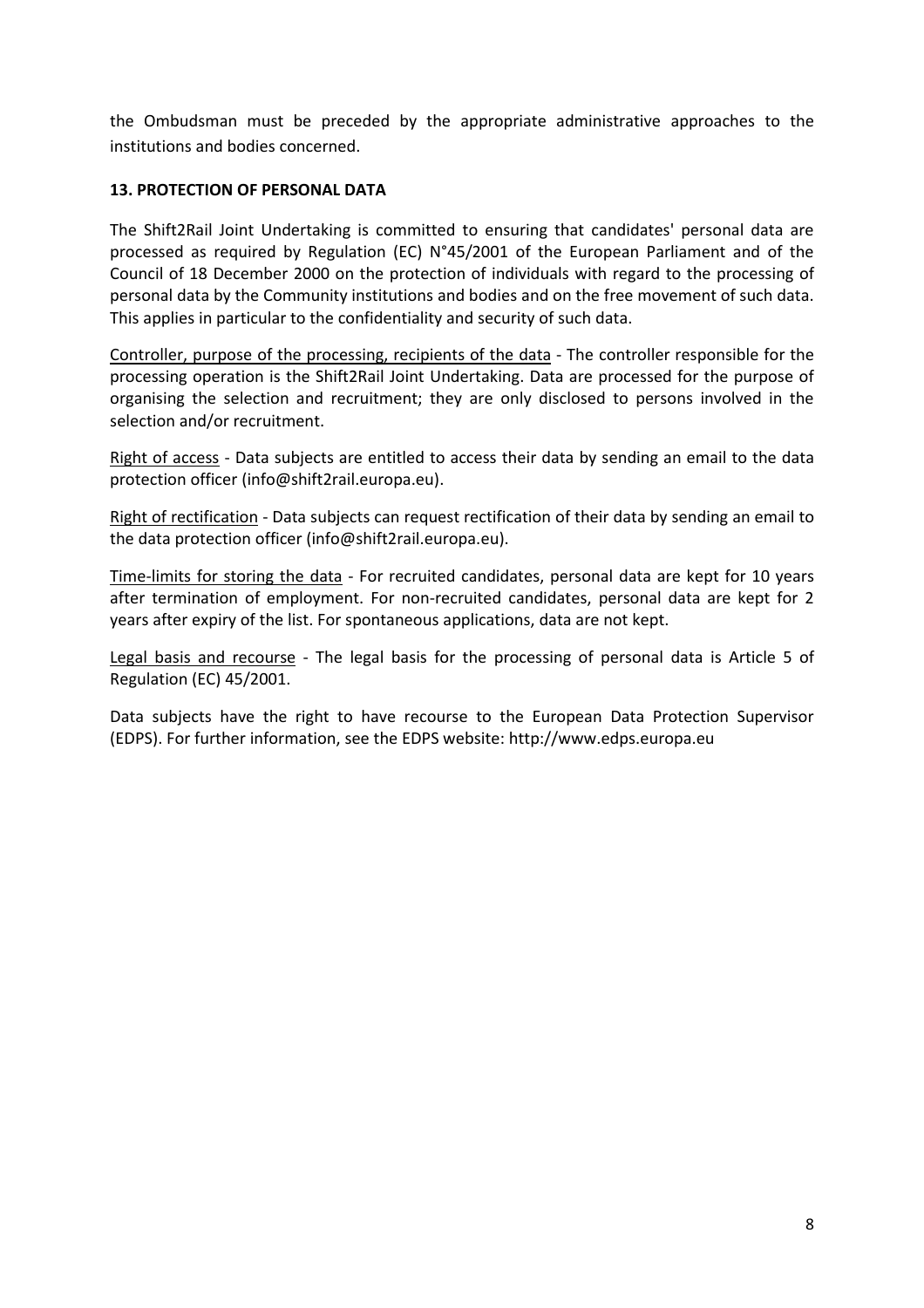the Ombudsman must be preceded by the appropriate administrative approaches to the institutions and bodies concerned.

## 13. PROTECTION OF PERSONAL DATA

The Shift2Rail Joint Undertaking is committed to ensuring that candidates' personal data are processed as required by Regulation (EC) N°45/2001 of the European Parliament and of the Council of 18 December 2000 on the protection of individuals with regard to the processing of personal data by the Community institutions and bodies and on the free movement of such data. This applies in particular to the confidentiality and security of such data.

Controller, purpose of the processing, recipients of the data - The controller responsible for the processing operation is the Shift2Rail Joint Undertaking. Data are processed for the purpose of organising the selection and recruitment; they are only disclosed to persons involved in the selection and/or recruitment.

Right of access - Data subjects are entitled to access their data by sending an email to the data protection officer (info@shift2rail.europa.eu).

Right of rectification - Data subjects can request rectification of their data by sending an email to the data protection officer (info@shift2rail.europa.eu).

Time-limits for storing the data - For recruited candidates, personal data are kept for 10 years after termination of employment. For non-recruited candidates, personal data are kept for 2 years after expiry of the list. For spontaneous applications, data are not kept.

Legal basis and recourse - The legal basis for the processing of personal data is Article 5 of Regulation (EC) 45/2001.

Data subjects have the right to have recourse to the European Data Protection Supervisor (EDPS). For further information, see the EDPS website: http://www.edps.europa.eu